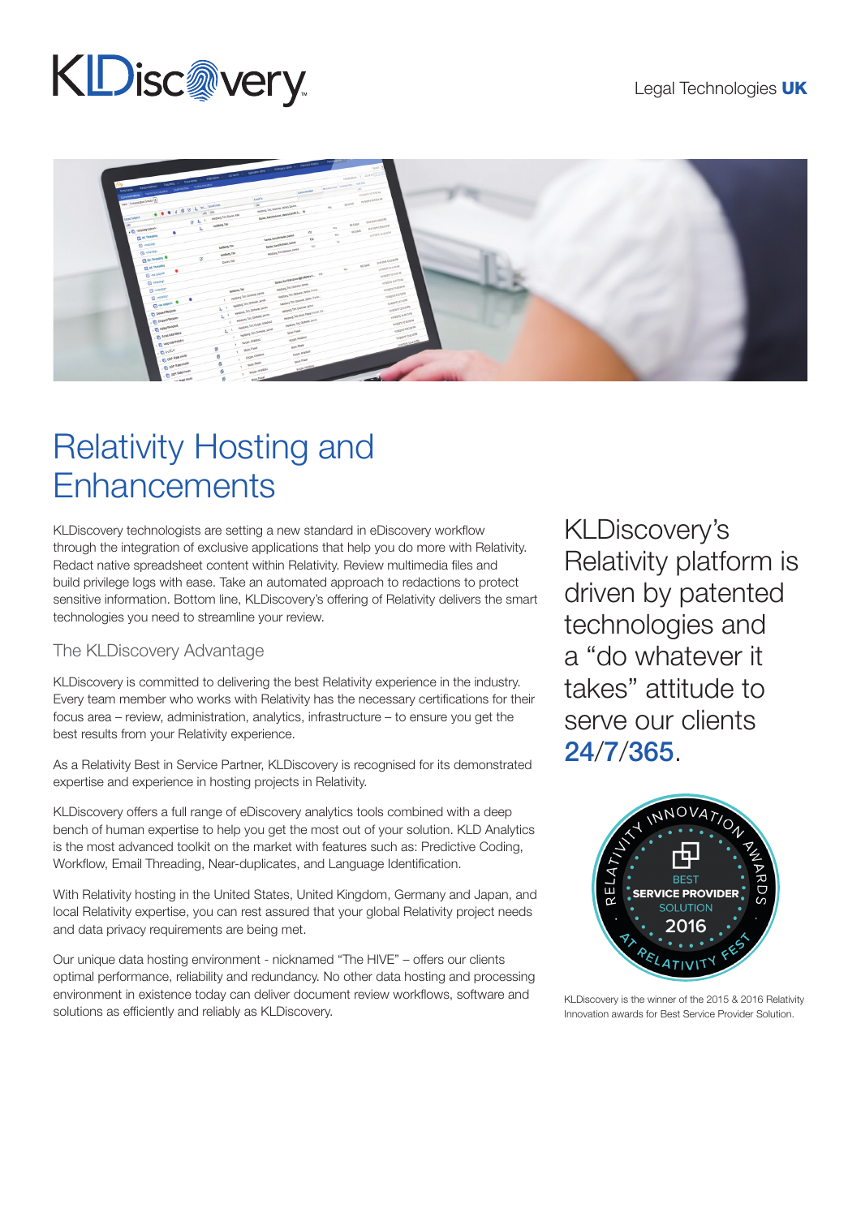Legal Technologies **UK**

# Relativity Hosting and Enhancements

KLDiscovery technologists are setting a new standard in eDiscovery workflow through the integration of exclusive applications that help you do more with Relativity. Redact native spreadsheet content within Relativity. Review multimedia files and build privilege logs with ease. Take an automated approach to redactions to protect sensitive information. Bottom line, KLDiscovery's offering of Relativity delivers the smart technologies you need to streamline your review.

## The KLDiscovery Advantage

KLDiscovery is committed to delivering the best Relativity experience in the industry. Every team member who works with Relativity has the necessary certifications for their focus area – review, administration, analytics, infrastructure – to ensure you get the best results from your Relativity experience.

As a Relativity Best in Service Partner, KLDiscovery is recognised for its demonstrated expertise and experience in hosting projects in Relativity.

KLDiscovery offers a full range of eDiscovery analytics tools combined with a deep bench of human expertise to help you get the most out of your solution. KLD Analytics is the most advanced toolkit on the market with features such as: Predictive Coding, Workflow, Email Threading, Near-duplicates, and Language Identification.

With Relativity hosting in the United States, United Kingdom, Germany and Japan, and local Relativity expertise, you can rest assured that your global Relativity project needs and data privacy requirements are being met.

Our unique data hosting environment - nicknamed "The HIVE" – offers our clients optimal performance, reliability and redundancy. No other data hosting and processing environment in existence today can deliver document review workflows, software and solutions as efficiently and reliably as KLDiscovery.

KLDiscovery's Relativity platform is driven by patented technologies and a "do whatever it takes" attitude to serve our clients **24/7/365**.

KLDiscovery is the winner of the 2015 & 2016 Relativity Innovation awards for Best Service Provider Solution.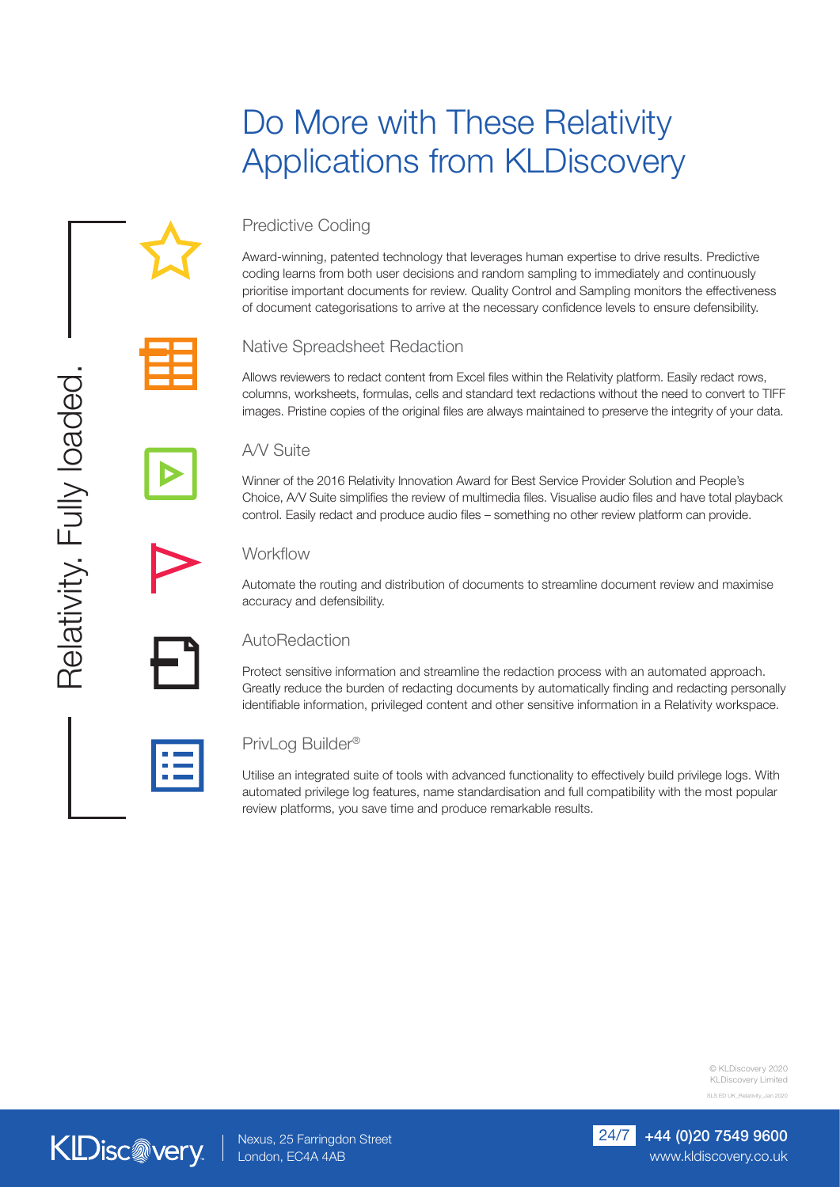# Do More with These Relativity Applications from KLDiscovery

Relativity. Fully loaded.

## Predictive Coding

Award-winning, patented technology that leverages human expertise to drive results. Predictive coding learns from both user decisions and random sampling to immediately and continuously prioritise important documents for review. Quality Control and Sampling monitors the effectiveness of document categorisations to arrive at the necessary confidence levels to ensure defensibility.

## Native Spreadsheet Redaction

Allows reviewers to redact content from Excel files within the Relativity platform. Easily redact rows, columns, worksheets, formulas, cells and standard text redactions without the need to convert to TIFF images. Pristine copies of the original files are always maintained to preserve the integrity of your data.

## A/V Suite

Winner of the 2016 Relativity Innovation Award for Best Service Provider Solution and People's Choice, A/V Suite simplifies the review of multimedia files. Visualise audio files and have total playback control. Easily redact and produce audio files – something no other review platform can provide.

## Workflow

Automate the routing and distribution of documents to streamline document review and maximise accuracy and defensibility.

## AutoRedaction

Protect sensitive information and streamline the redaction process with an automated approach. Greatly reduce the burden of redacting documents by automatically finding and redacting personally identifiable information, privileged content and other sensitive information in a Relativity workspace.

## PrivLog Builder®

Utilise an integrated suite of tools with advanced functionality to effectively build privilege logs. With automated privilege log features, name standardisation and full compatibility with the most popular review platforms, you save time and produce remarkable results.

© KLDiscovery 2020
KLDiscovery Limited
SLS ED UK_Relativity_Jan 2020

KLDiscovery

Nexus, 25 Farringdon Street
London, EC4A 4AB

24/7 +44 (0)20 7549 9600
www.kldiscovery.co.uk